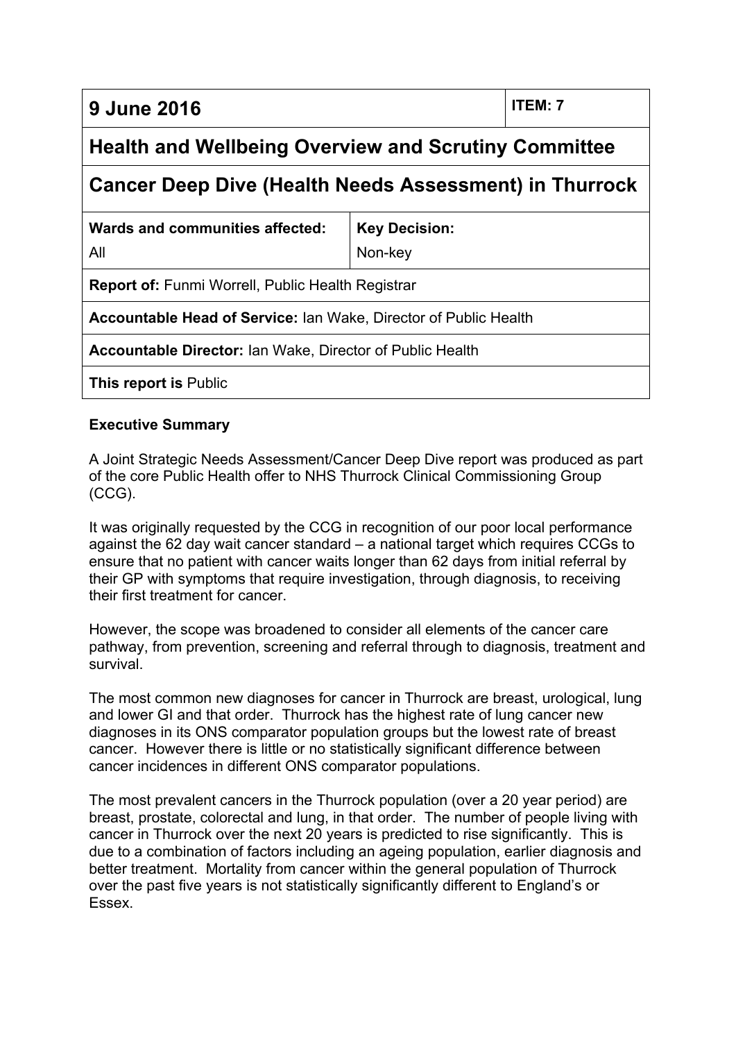| 9 June 2016 | ITEM: 7 |
|---|---|
| **Health and Wellbeing Overview and Scrutiny Committee** | |
| **Cancer Deep Dive (Health Needs Assessment) in Thurrock** | |
| **Wards and communities affected:** All | **Key Decision:** Non-key |
| **Report of:** Funmi Worrell, Public Health Registrar | |
| **Accountable Head of Service:** Ian Wake, Director of Public Health | |
| **Accountable Director:** Ian Wake, Director of Public Health | |
| **This report is** Public | |

**Executive Summary**

A Joint Strategic Needs Assessment/Cancer Deep Dive report was produced as part of the core Public Health offer to NHS Thurrock Clinical Commissioning Group (CCG).

It was originally requested by the CCG in recognition of our poor local performance against the 62 day wait cancer standard – a national target which requires CCGs to ensure that no patient with cancer waits longer than 62 days from initial referral by their GP with symptoms that require investigation, through diagnosis, to receiving their first treatment for cancer.

However, the scope was broadened to consider all elements of the cancer care pathway, from prevention, screening and referral through to diagnosis, treatment and survival.

The most common new diagnoses for cancer in Thurrock are breast, urological, lung and lower GI and that order. Thurrock has the highest rate of lung cancer new diagnoses in its ONS comparator population groups but the lowest rate of breast cancer. However there is little or no statistically significant difference between cancer incidences in different ONS comparator populations.

The most prevalent cancers in the Thurrock population (over a 20 year period) are breast, prostate, colorectal and lung, in that order. The number of people living with cancer in Thurrock over the next 20 years is predicted to rise significantly. This is due to a combination of factors including an ageing population, earlier diagnosis and better treatment. Mortality from cancer within the general population of Thurrock over the past five years is not statistically significantly different to England's or Essex.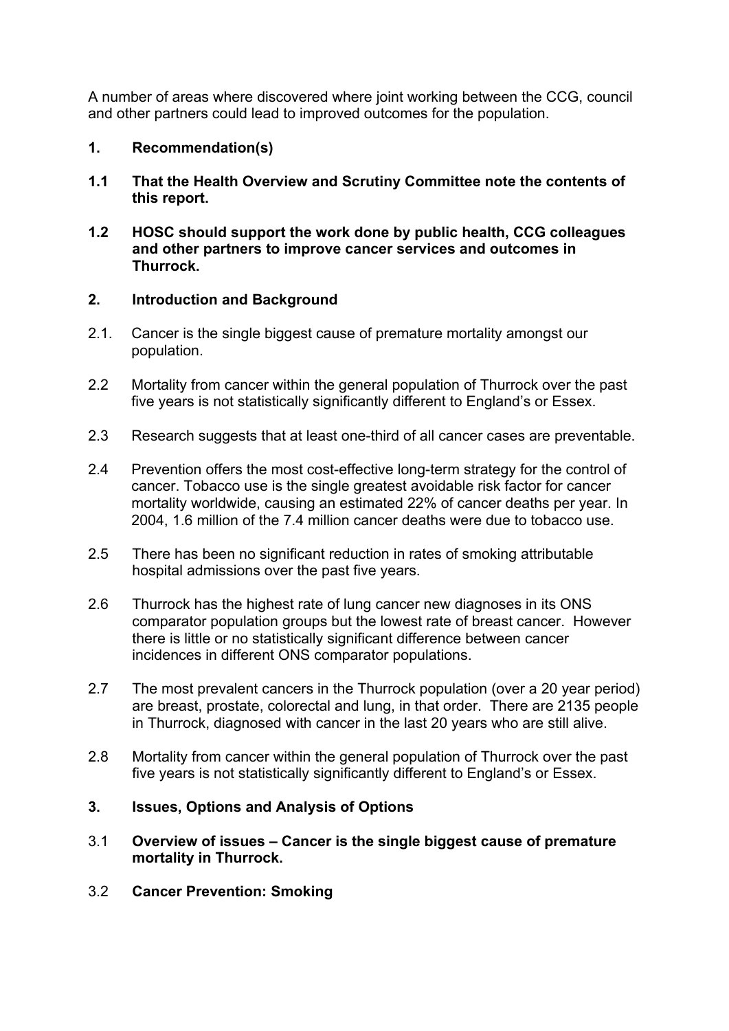A number of areas where discovered where joint working between the CCG, council and other partners could lead to improved outcomes for the population.

**1. Recommendation(s)**

**1.1 That the Health Overview and Scrutiny Committee note the contents of this report.**

**1.2 HOSC should support the work done by public health, CCG colleagues and other partners to improve cancer services and outcomes in Thurrock.**

**2. Introduction and Background**

2.1. Cancer is the single biggest cause of premature mortality amongst our population.

2.2 Mortality from cancer within the general population of Thurrock over the past five years is not statistically significantly different to England's or Essex.

2.3 Research suggests that at least one-third of all cancer cases are preventable.

2.4 Prevention offers the most cost-effective long-term strategy for the control of cancer. Tobacco use is the single greatest avoidable risk factor for cancer mortality worldwide, causing an estimated 22% of cancer deaths per year. In 2004, 1.6 million of the 7.4 million cancer deaths were due to tobacco use.

2.5 There has been no significant reduction in rates of smoking attributable hospital admissions over the past five years.

2.6 Thurrock has the highest rate of lung cancer new diagnoses in its ONS comparator population groups but the lowest rate of breast cancer. However there is little or no statistically significant difference between cancer incidences in different ONS comparator populations.

2.7 The most prevalent cancers in the Thurrock population (over a 20 year period) are breast, prostate, colorectal and lung, in that order. There are 2135 people in Thurrock, diagnosed with cancer in the last 20 years who are still alive.

2.8 Mortality from cancer within the general population of Thurrock over the past five years is not statistically significantly different to England's or Essex.

**3. Issues, Options and Analysis of Options**

3.1 **Overview of issues – Cancer is the single biggest cause of premature mortality in Thurrock.**

3.2 **Cancer Prevention: Smoking**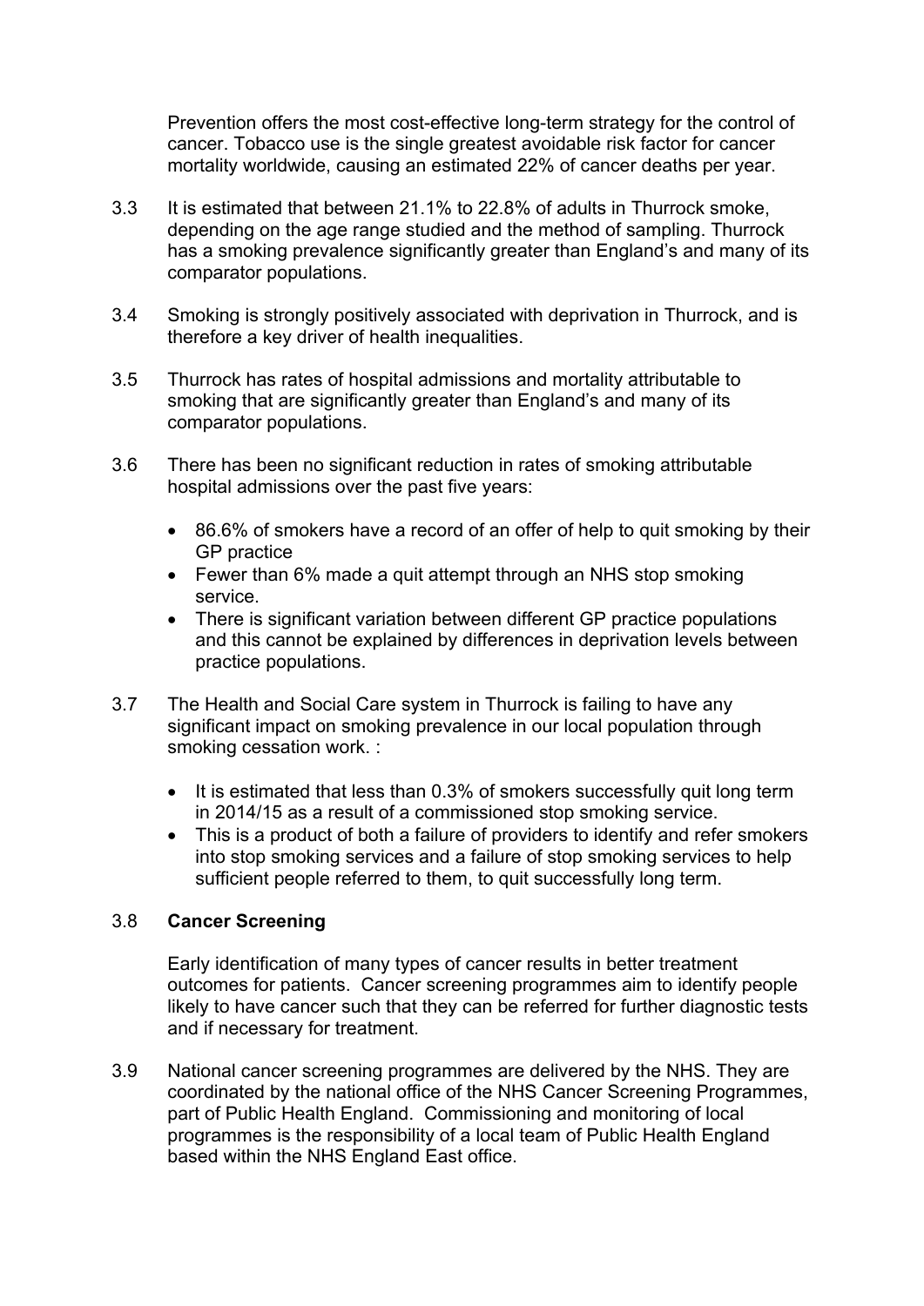Prevention offers the most cost-effective long-term strategy for the control of cancer. Tobacco use is the single greatest avoidable risk factor for cancer mortality worldwide, causing an estimated 22% of cancer deaths per year.

3.3 It is estimated that between 21.1% to 22.8% of adults in Thurrock smoke, depending on the age range studied and the method of sampling. Thurrock has a smoking prevalence significantly greater than England's and many of its comparator populations.

3.4 Smoking is strongly positively associated with deprivation in Thurrock, and is therefore a key driver of health inequalities.

3.5 Thurrock has rates of hospital admissions and mortality attributable to smoking that are significantly greater than England's and many of its comparator populations.

3.6 There has been no significant reduction in rates of smoking attributable hospital admissions over the past five years:

- 86.6% of smokers have a record of an offer of help to quit smoking by their GP practice
- Fewer than 6% made a quit attempt through an NHS stop smoking service.
- There is significant variation between different GP practice populations and this cannot be explained by differences in deprivation levels between practice populations.

3.7 The Health and Social Care system in Thurrock is failing to have any significant impact on smoking prevalence in our local population through smoking cessation work. :

- It is estimated that less than 0.3% of smokers successfully quit long term in 2014/15 as a result of a commissioned stop smoking service.
- This is a product of both a failure of providers to identify and refer smokers into stop smoking services and a failure of stop smoking services to help sufficient people referred to them, to quit successfully long term.

3.8 **Cancer Screening**

Early identification of many types of cancer results in better treatment outcomes for patients. Cancer screening programmes aim to identify people likely to have cancer such that they can be referred for further diagnostic tests and if necessary for treatment.

3.9 National cancer screening programmes are delivered by the NHS. They are coordinated by the national office of the NHS Cancer Screening Programmes, part of Public Health England. Commissioning and monitoring of local programmes is the responsibility of a local team of Public Health England based within the NHS England East office.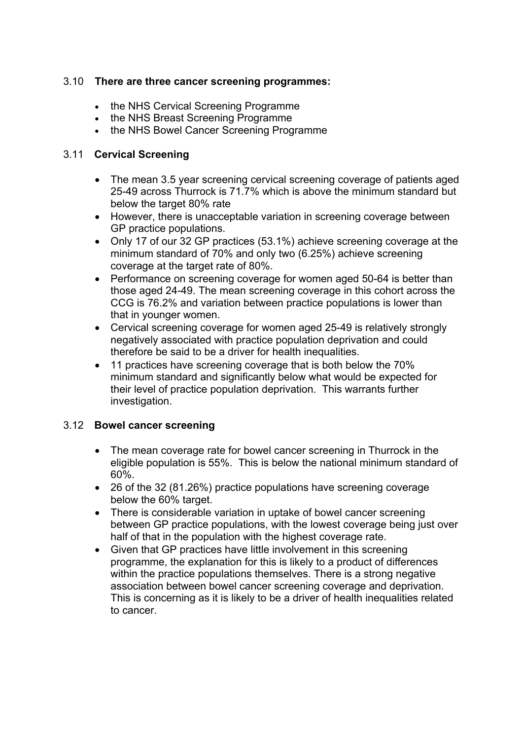3.10 **There are three cancer screening programmes:**

- the NHS Cervical Screening Programme
- the NHS Breast Screening Programme
- the NHS Bowel Cancer Screening Programme

3.11 **Cervical Screening**

- The mean 3.5 year screening cervical screening coverage of patients aged 25-49 across Thurrock is 71.7% which is above the minimum standard but below the target 80% rate
- However, there is unacceptable variation in screening coverage between GP practice populations.
- Only 17 of our 32 GP practices (53.1%) achieve screening coverage at the minimum standard of 70% and only two (6.25%) achieve screening coverage at the target rate of 80%.
- Performance on screening coverage for women aged 50-64 is better than those aged 24-49. The mean screening coverage in this cohort across the CCG is 76.2% and variation between practice populations is lower than that in younger women.
- Cervical screening coverage for women aged 25-49 is relatively strongly negatively associated with practice population deprivation and could therefore be said to be a driver for health inequalities.
- 11 practices have screening coverage that is both below the 70% minimum standard and significantly below what would be expected for their level of practice population deprivation. This warrants further investigation.

3.12 **Bowel cancer screening**

- The mean coverage rate for bowel cancer screening in Thurrock in the eligible population is 55%. This is below the national minimum standard of 60%.
- 26 of the 32 (81.26%) practice populations have screening coverage below the 60% target.
- There is considerable variation in uptake of bowel cancer screening between GP practice populations, with the lowest coverage being just over half of that in the population with the highest coverage rate.
- Given that GP practices have little involvement in this screening programme, the explanation for this is likely to a product of differences within the practice populations themselves. There is a strong negative association between bowel cancer screening coverage and deprivation. This is concerning as it is likely to be a driver of health inequalities related to cancer.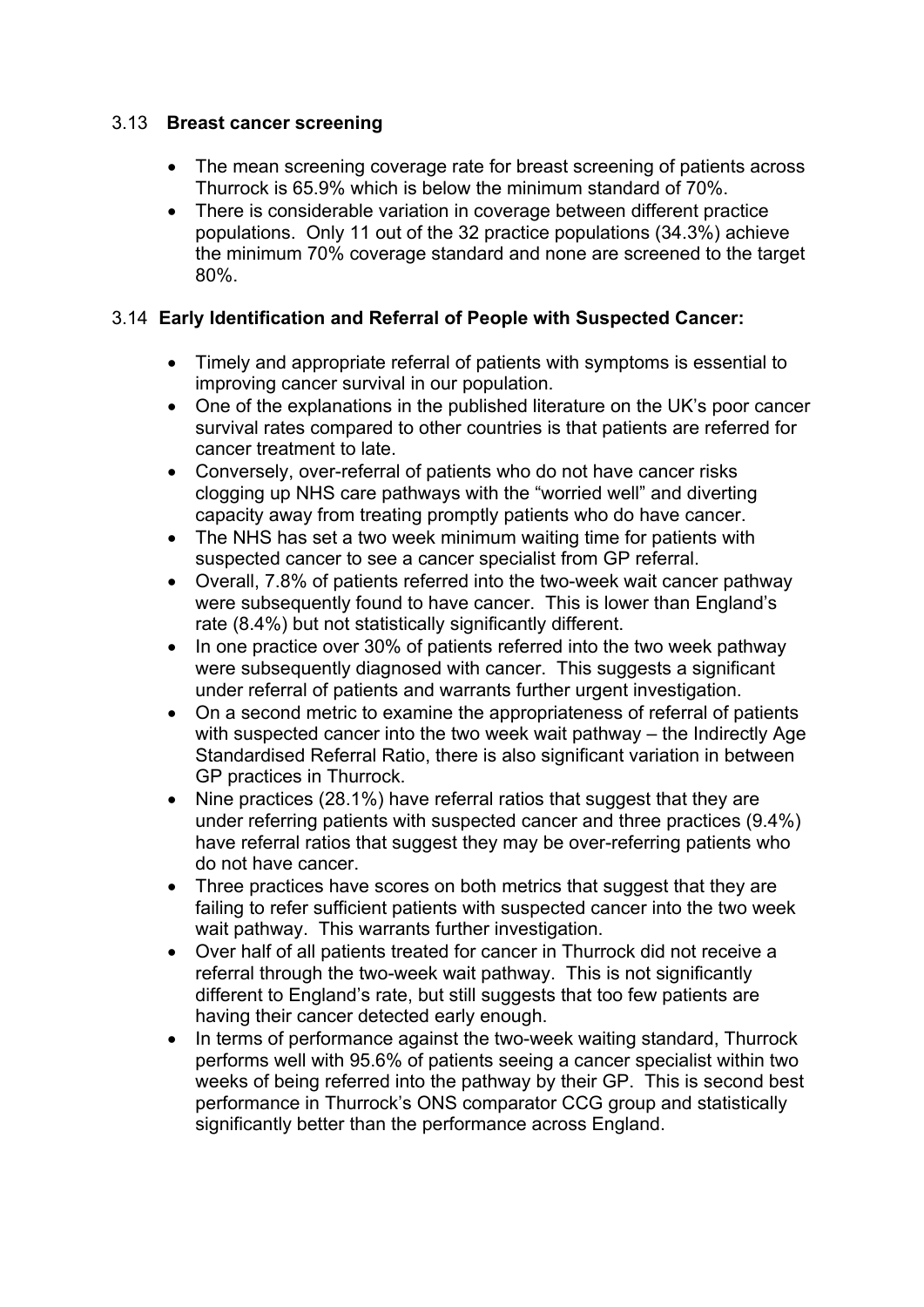### 3.13 **Breast cancer screening**

- The mean screening coverage rate for breast screening of patients across Thurrock is 65.9% which is below the minimum standard of 70%.
- There is considerable variation in coverage between different practice populations. Only 11 out of the 32 practice populations (34.3%) achieve the minimum 70% coverage standard and none are screened to the target 80%.

### 3.14 **Early Identification and Referral of People with Suspected Cancer:**

- Timely and appropriate referral of patients with symptoms is essential to improving cancer survival in our population.
- One of the explanations in the published literature on the UK's poor cancer survival rates compared to other countries is that patients are referred for cancer treatment to late.
- Conversely, over-referral of patients who do not have cancer risks clogging up NHS care pathways with the "worried well" and diverting capacity away from treating promptly patients who do have cancer.
- The NHS has set a two week minimum waiting time for patients with suspected cancer to see a cancer specialist from GP referral.
- Overall, 7.8% of patients referred into the two-week wait cancer pathway were subsequently found to have cancer. This is lower than England's rate (8.4%) but not statistically significantly different.
- In one practice over 30% of patients referred into the two week pathway were subsequently diagnosed with cancer. This suggests a significant under referral of patients and warrants further urgent investigation.
- On a second metric to examine the appropriateness of referral of patients with suspected cancer into the two week wait pathway – the Indirectly Age Standardised Referral Ratio, there is also significant variation in between GP practices in Thurrock.
- Nine practices (28.1%) have referral ratios that suggest that they are under referring patients with suspected cancer and three practices (9.4%) have referral ratios that suggest they may be over-referring patients who do not have cancer.
- Three practices have scores on both metrics that suggest that they are failing to refer sufficient patients with suspected cancer into the two week wait pathway. This warrants further investigation.
- Over half of all patients treated for cancer in Thurrock did not receive a referral through the two-week wait pathway. This is not significantly different to England's rate, but still suggests that too few patients are having their cancer detected early enough.
- In terms of performance against the two-week waiting standard, Thurrock performs well with 95.6% of patients seeing a cancer specialist within two weeks of being referred into the pathway by their GP. This is second best performance in Thurrock's ONS comparator CCG group and statistically significantly better than the performance across England.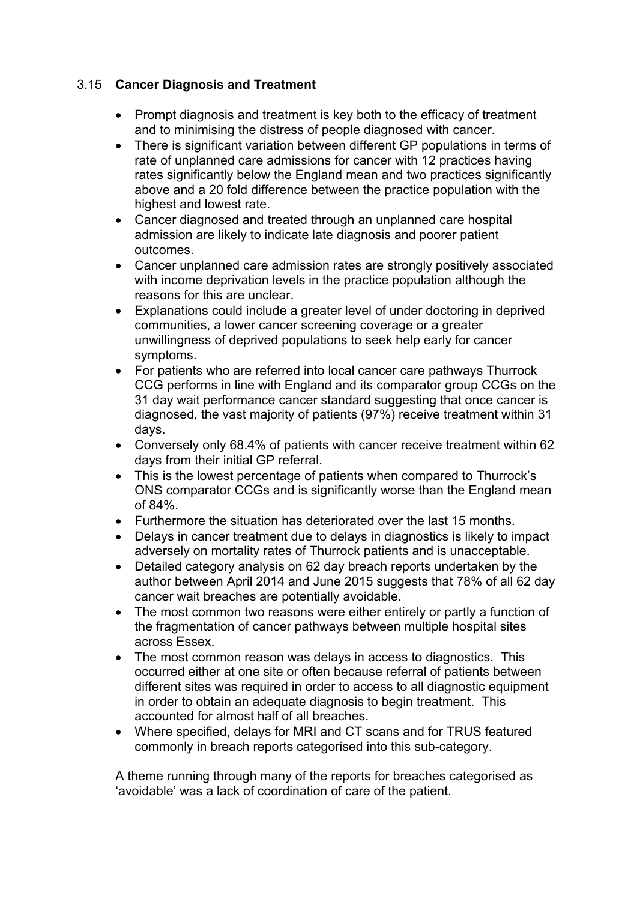### 3.15 **Cancer Diagnosis and Treatment**

- Prompt diagnosis and treatment is key both to the efficacy of treatment and to minimising the distress of people diagnosed with cancer.
- There is significant variation between different GP populations in terms of rate of unplanned care admissions for cancer with 12 practices having rates significantly below the England mean and two practices significantly above and a 20 fold difference between the practice population with the highest and lowest rate.
- Cancer diagnosed and treated through an unplanned care hospital admission are likely to indicate late diagnosis and poorer patient outcomes.
- Cancer unplanned care admission rates are strongly positively associated with income deprivation levels in the practice population although the reasons for this are unclear.
- Explanations could include a greater level of under doctoring in deprived communities, a lower cancer screening coverage or a greater unwillingness of deprived populations to seek help early for cancer symptoms.
- For patients who are referred into local cancer care pathways Thurrock CCG performs in line with England and its comparator group CCGs on the 31 day wait performance cancer standard suggesting that once cancer is diagnosed, the vast majority of patients (97%) receive treatment within 31 days.
- Conversely only 68.4% of patients with cancer receive treatment within 62 days from their initial GP referral.
- This is the lowest percentage of patients when compared to Thurrock's ONS comparator CCGs and is significantly worse than the England mean of 84%.
- Furthermore the situation has deteriorated over the last 15 months.
- Delays in cancer treatment due to delays in diagnostics is likely to impact adversely on mortality rates of Thurrock patients and is unacceptable.
- Detailed category analysis on 62 day breach reports undertaken by the author between April 2014 and June 2015 suggests that 78% of all 62 day cancer wait breaches are potentially avoidable.
- The most common two reasons were either entirely or partly a function of the fragmentation of cancer pathways between multiple hospital sites across Essex.
- The most common reason was delays in access to diagnostics. This occurred either at one site or often because referral of patients between different sites was required in order to access to all diagnostic equipment in order to obtain an adequate diagnosis to begin treatment. This accounted for almost half of all breaches.
- Where specified, delays for MRI and CT scans and for TRUS featured commonly in breach reports categorised into this sub-category.

A theme running through many of the reports for breaches categorised as 'avoidable' was a lack of coordination of care of the patient.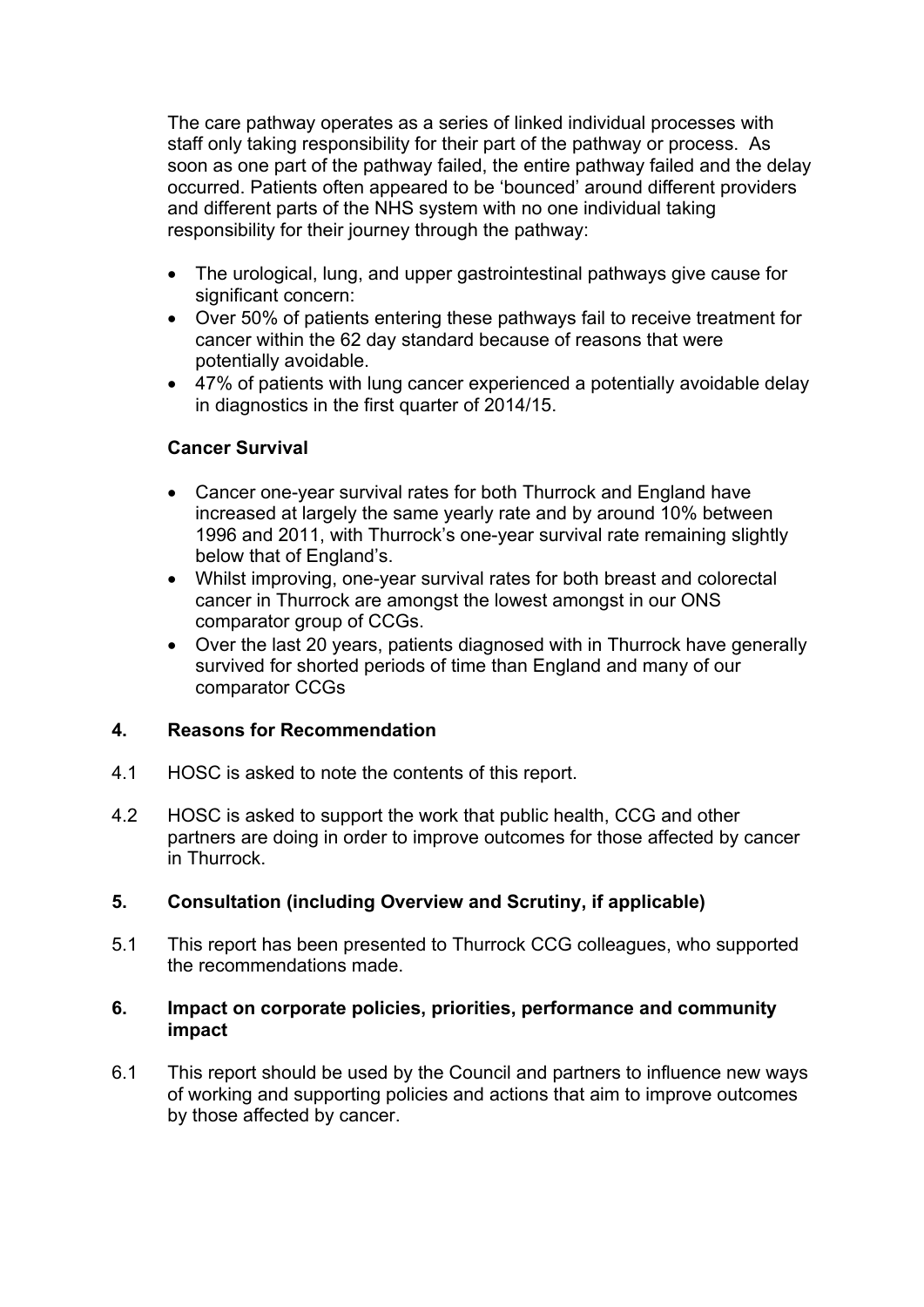The care pathway operates as a series of linked individual processes with staff only taking responsibility for their part of the pathway or process. As soon as one part of the pathway failed, the entire pathway failed and the delay occurred. Patients often appeared to be 'bounced' around different providers and different parts of the NHS system with no one individual taking responsibility for their journey through the pathway:

- The urological, lung, and upper gastrointestinal pathways give cause for significant concern:
- Over 50% of patients entering these pathways fail to receive treatment for cancer within the 62 day standard because of reasons that were potentially avoidable.
- 47% of patients with lung cancer experienced a potentially avoidable delay in diagnostics in the first quarter of 2014/15.

**Cancer Survival**

- Cancer one-year survival rates for both Thurrock and England have increased at largely the same yearly rate and by around 10% between 1996 and 2011, with Thurrock's one-year survival rate remaining slightly below that of England's.
- Whilst improving, one-year survival rates for both breast and colorectal cancer in Thurrock are amongst the lowest amongst in our ONS comparator group of CCGs.
- Over the last 20 years, patients diagnosed with in Thurrock have generally survived for shorted periods of time than England and many of our comparator CCGs

## 4. Reasons for Recommendation

4.1 HOSC is asked to note the contents of this report.

4.2 HOSC is asked to support the work that public health, CCG and other partners are doing in order to improve outcomes for those affected by cancer in Thurrock.

## 5. Consultation (including Overview and Scrutiny, if applicable)

5.1 This report has been presented to Thurrock CCG colleagues, who supported the recommendations made.

## 6. Impact on corporate policies, priorities, performance and community impact

6.1 This report should be used by the Council and partners to influence new ways of working and supporting policies and actions that aim to improve outcomes by those affected by cancer.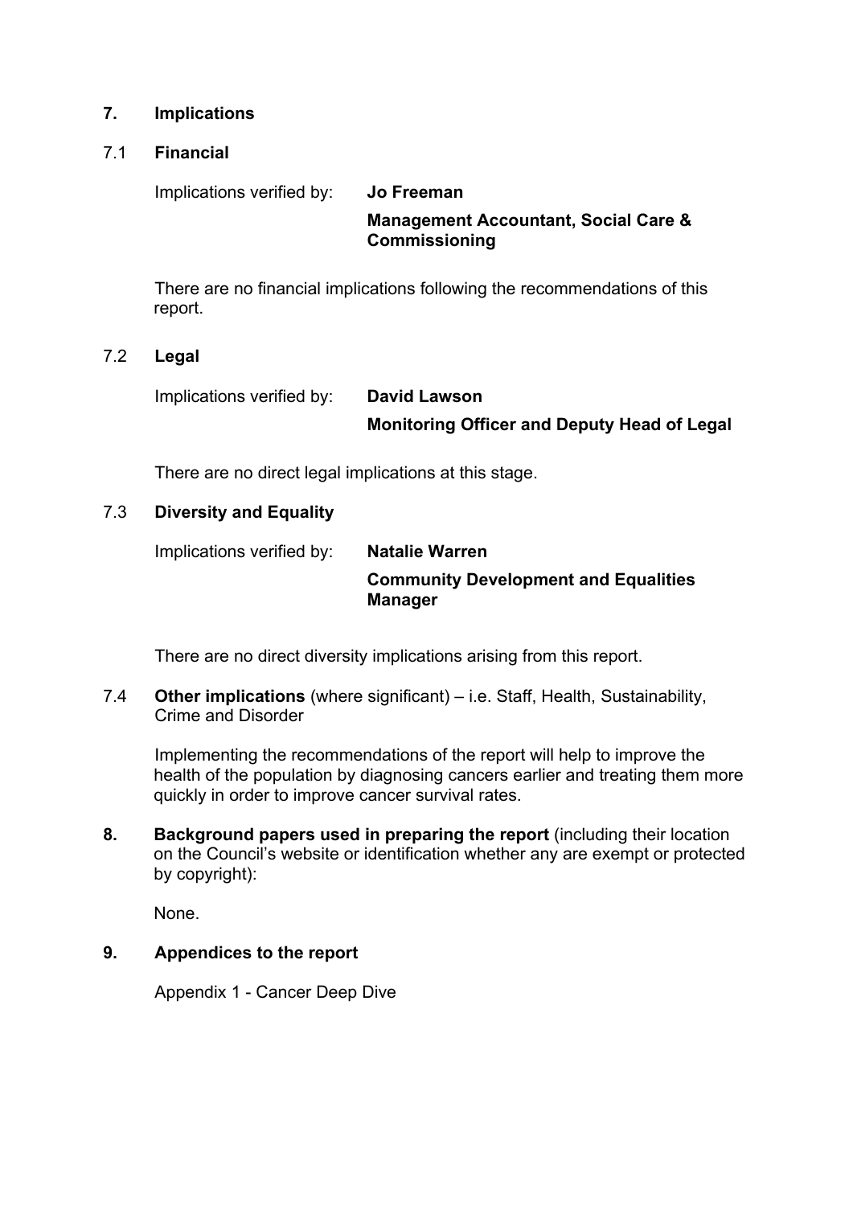## 7. Implications

### 7.1 Financial

Implications verified by: **Jo Freeman**

**Management Accountant, Social Care & Commissioning**

There are no financial implications following the recommendations of this report.

### 7.2 Legal

Implications verified by: **David Lawson**

**Monitoring Officer and Deputy Head of Legal**

There are no direct legal implications at this stage.

### 7.3 Diversity and Equality

Implications verified by: **Natalie Warren**

**Community Development and Equalities Manager**

There are no direct diversity implications arising from this report.

### 7.4 **Other implications** (where significant) – i.e. Staff, Health, Sustainability, Crime and Disorder

Implementing the recommendations of the report will help to improve the health of the population by diagnosing cancers earlier and treating them more quickly in order to improve cancer survival rates.

## 8. **Background papers used in preparing the report** (including their location on the Council's website or identification whether any are exempt or protected by copyright):

None.

## 9. Appendices to the report

Appendix 1 - Cancer Deep Dive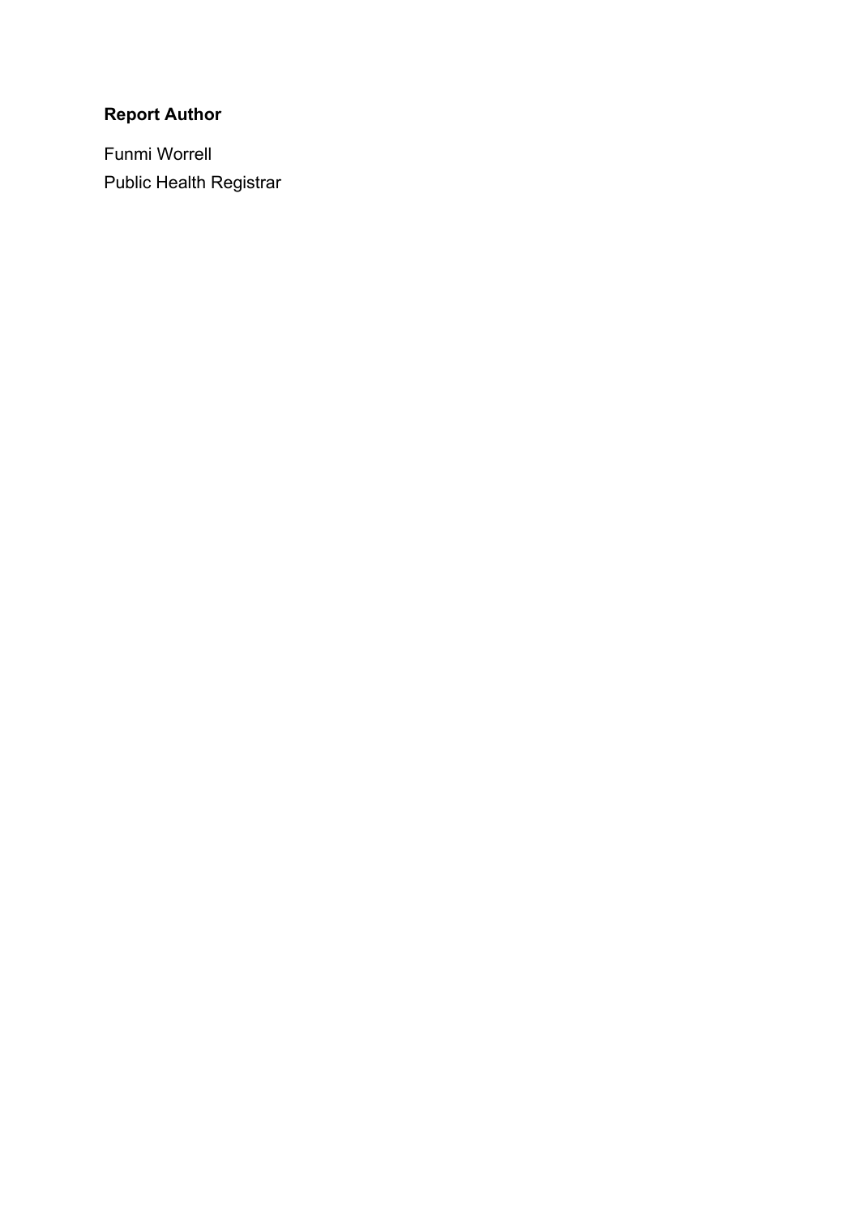**Report Author**

Funmi Worrell

Public Health Registrar